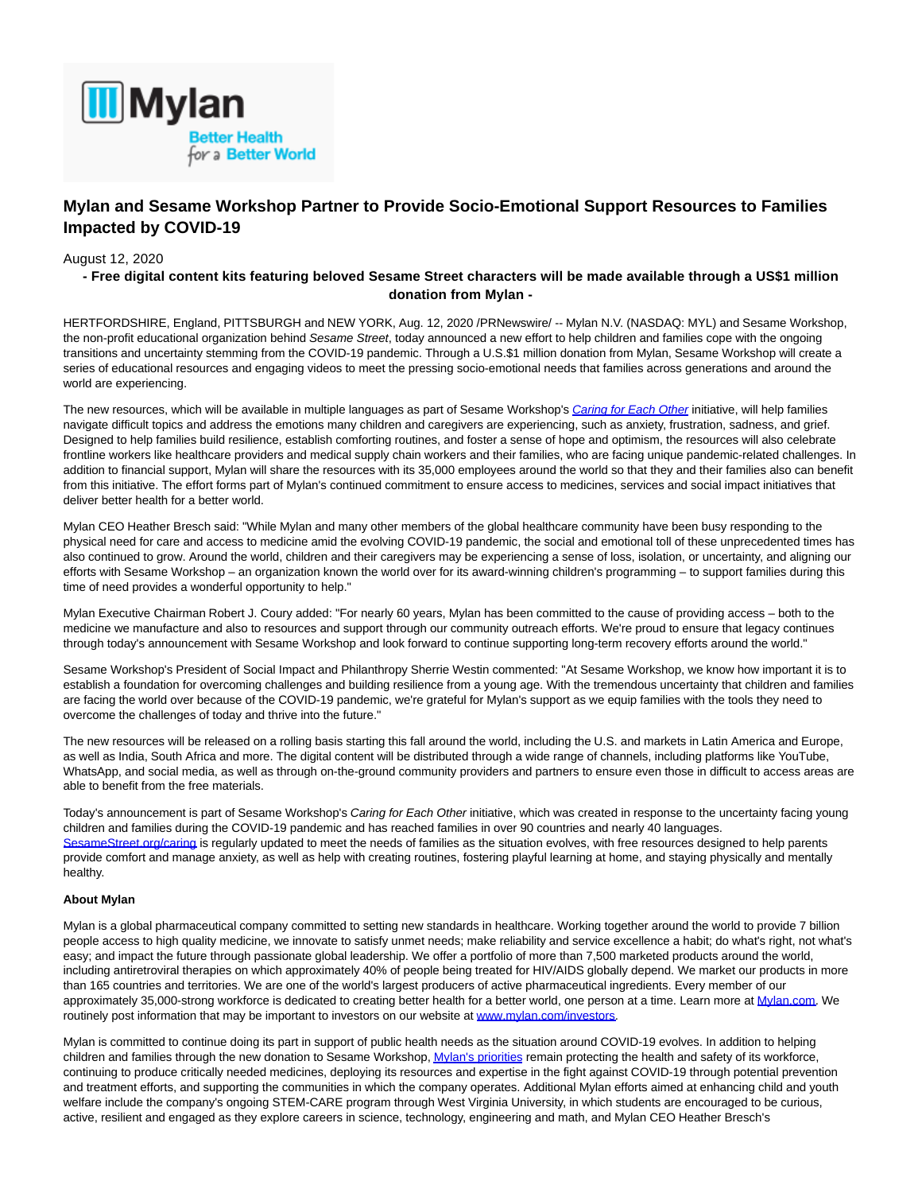# Mylan and Sesame Workshop Partner to Provide Socio-Emotional Support Resources to Families Impacted by COVID-19

August 12, 2020

**- Free digital content kits featuring beloved Sesame Street characters will be made available through a US$1 million donation from Mylan -**

HERTFORDSHIRE, England, PITTSBURGH and NEW YORK, Aug. 12, 2020 /PRNewswire/ -- Mylan N.V. (NASDAQ: MYL) and Sesame Workshop, the non-profit educational organization behind *Sesame Street*, today announced a new effort to help children and families cope with the ongoing transitions and uncertainty stemming from the COVID-19 pandemic. Through a U.S.$1 million donation from Mylan, Sesame Workshop will create a series of educational resources and engaging videos to meet the pressing socio-emotional needs that families across generations and around the world are experiencing.

The new resources, which will be available in multiple languages as part of Sesame Workshop's *Caring for Each Other* initiative, will help families navigate difficult topics and address the emotions many children and caregivers are experiencing, such as anxiety, frustration, sadness, and grief. Designed to help families build resilience, establish comforting routines, and foster a sense of hope and optimism, the resources will also celebrate frontline workers like healthcare providers and medical supply chain workers and their families, who are facing unique pandemic-related challenges. In addition to financial support, Mylan will share the resources with its 35,000 employees around the world so that they and their families also can benefit from this initiative. The effort forms part of Mylan's continued commitment to ensure access to medicines, services and social impact initiatives that deliver better health for a better world.

Mylan CEO Heather Bresch said: "While Mylan and many other members of the global healthcare community have been busy responding to the physical need for care and access to medicine amid the evolving COVID-19 pandemic, the social and emotional toll of these unprecedented times has also continued to grow. Around the world, children and their caregivers may be experiencing a sense of loss, isolation, or uncertainty, and aligning our efforts with Sesame Workshop – an organization known the world over for its award-winning children's programming – to support families during this time of need provides a wonderful opportunity to help."

Mylan Executive Chairman Robert J. Coury added: "For nearly 60 years, Mylan has been committed to the cause of providing access – both to the medicine we manufacture and also to resources and support through our community outreach efforts. We're proud to ensure that legacy continues through today's announcement with Sesame Workshop and look forward to continue supporting long-term recovery efforts around the world."

Sesame Workshop's President of Social Impact and Philanthropy Sherrie Westin commented: "At Sesame Workshop, we know how important it is to establish a foundation for overcoming challenges and building resilience from a young age. With the tremendous uncertainty that children and families are facing the world over because of the COVID-19 pandemic, we're grateful for Mylan's support as we equip families with the tools they need to overcome the challenges of today and thrive into the future."

The new resources will be released on a rolling basis starting this fall around the world, including the U.S. and markets in Latin America and Europe, as well as India, South Africa and more. The digital content will be distributed through a wide range of channels, including platforms like YouTube, WhatsApp, and social media, as well as through on-the-ground community providers and partners to ensure even those in difficult to access areas are able to benefit from the free materials.

Today's announcement is part of Sesame Workshop's *Caring for Each Other* initiative, which was created in response to the uncertainty facing young children and families during the COVID-19 pandemic and has reached families in over 90 countries and nearly 40 languages. SesameStreet.org/caring is regularly updated to meet the needs of families as the situation evolves, with free resources designed to help parents provide comfort and manage anxiety, as well as help with creating routines, fostering playful learning at home, and staying physically and mentally healthy.

**About Mylan**

Mylan is a global pharmaceutical company committed to setting new standards in healthcare. Working together around the world to provide 7 billion people access to high quality medicine, we innovate to satisfy unmet needs; make reliability and service excellence a habit; do what's right, not what's easy; and impact the future through passionate global leadership. We offer a portfolio of more than 7,500 marketed products around the world, including antiretroviral therapies on which approximately 40% of people being treated for HIV/AIDS globally depend. We market our products in more than 165 countries and territories. We are one of the world's largest producers of active pharmaceutical ingredients. Every member of our approximately 35,000-strong workforce is dedicated to creating better health for a better world, one person at a time. Learn more at Mylan.com. We routinely post information that may be important to investors on our website at www.mylan.com/investors.

Mylan is committed to continue doing its part in support of public health needs as the situation around COVID-19 evolves. In addition to helping children and families through the new donation to Sesame Workshop, Mylan's priorities remain protecting the health and safety of its workforce, continuing to produce critically needed medicines, deploying its resources and expertise in the fight against COVID-19 through potential prevention and treatment efforts, and supporting the communities in which the company operates. Additional Mylan efforts aimed at enhancing child and youth welfare include the company's ongoing STEM-CARE program through West Virginia University, in which students are encouraged to be curious, active, resilient and engaged as they explore careers in science, technology, engineering and math, and Mylan CEO Heather Bresch's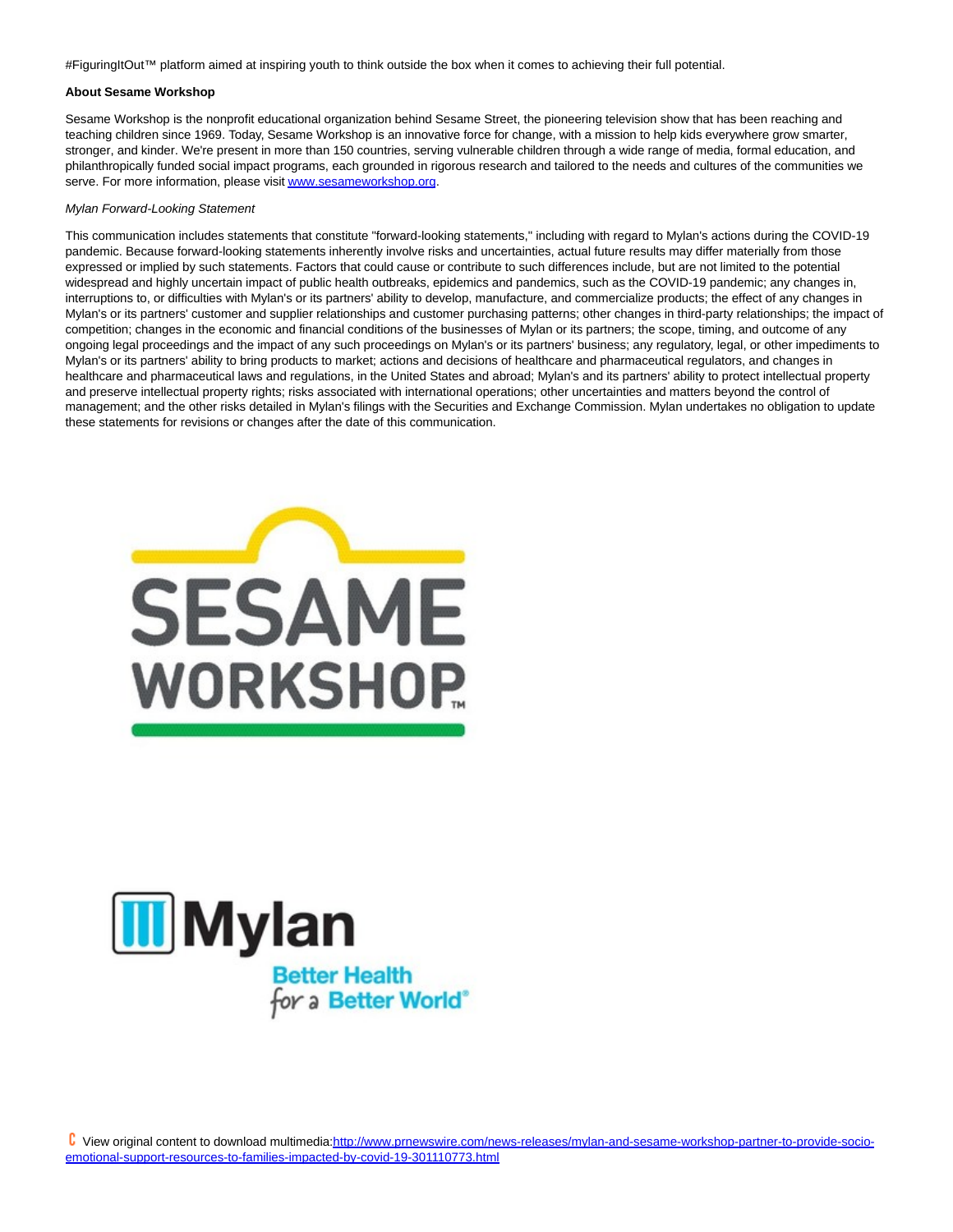#FiguringItOut™ platform aimed at inspiring youth to think outside the box when it comes to achieving their full potential.

**About Sesame Workshop**

Sesame Workshop is the nonprofit educational organization behind Sesame Street, the pioneering television show that has been reaching and teaching children since 1969. Today, Sesame Workshop is an innovative force for change, with a mission to help kids everywhere grow smarter, stronger, and kinder. We're present in more than 150 countries, serving vulnerable children through a wide range of media, formal education, and philanthropically funded social impact programs, each grounded in rigorous research and tailored to the needs and cultures of the communities we serve. For more information, please visit [www.sesameworkshop.org](http://www.sesameworkshop.org).

*Mylan Forward-Looking Statement*

This communication includes statements that constitute "forward-looking statements," including with regard to Mylan's actions during the COVID-19 pandemic. Because forward-looking statements inherently involve risks and uncertainties, actual future results may differ materially from those expressed or implied by such statements. Factors that could cause or contribute to such differences include, but are not limited to the potential widespread and highly uncertain impact of public health outbreaks, epidemics and pandemics, such as the COVID-19 pandemic; any changes in, interruptions to, or difficulties with Mylan's or its partners' ability to develop, manufacture, and commercialize products; the effect of any changes in Mylan's or its partners' customer and supplier relationships and customer purchasing patterns; other changes in third-party relationships; the impact of competition; changes in the economic and financial conditions of the businesses of Mylan or its partners; the scope, timing, and outcome of any ongoing legal proceedings and the impact of any such proceedings on Mylan's or its partners' business; any regulatory, legal, or other impediments to Mylan's or its partners' ability to bring products to market; actions and decisions of healthcare and pharmaceutical regulators, and changes in healthcare and pharmaceutical laws and regulations, in the United States and abroad; Mylan's and its partners' ability to protect intellectual property and preserve intellectual property rights; risks associated with international operations; other uncertainties and matters beyond the control of management; and the other risks detailed in Mylan's filings with the Securities and Exchange Commission. Mylan undertakes no obligation to update these statements for revisions or changes after the date of this communication.

SESAME WORKSHOP™

Mylan Better Health for a Better World®

View original content to download multimedia:[http://www.prnewswire.com/news-releases/mylan-and-sesame-workshop-partner-to-provide-socio-emotional-support-resources-to-families-impacted-by-covid-19-301110773.html](http://www.prnewswire.com/news-releases/mylan-and-sesame-workshop-partner-to-provide-socio-emotional-support-resources-to-families-impacted-by-covid-19-301110773.html)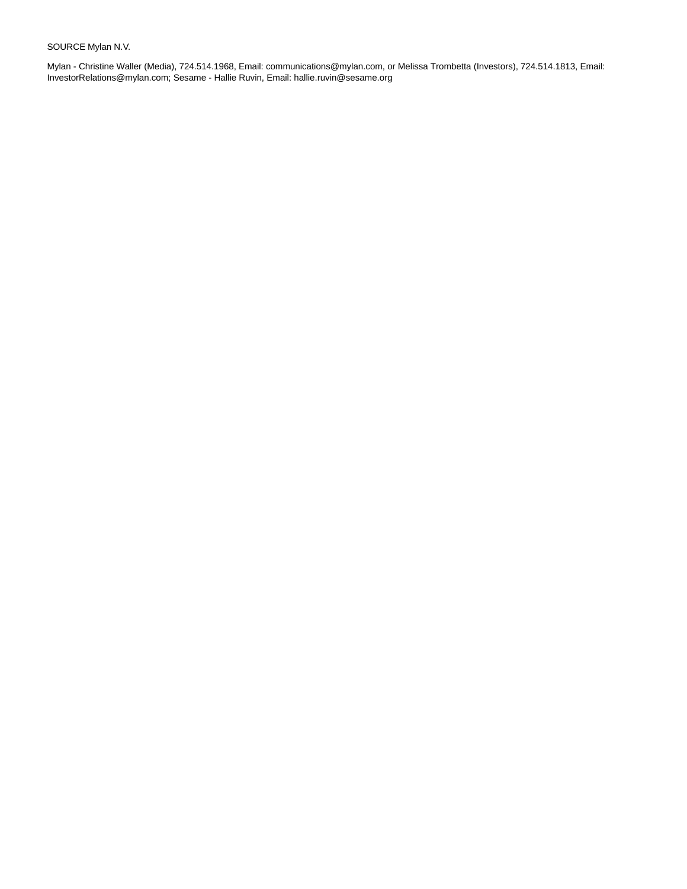SOURCE Mylan N.V.

Mylan - Christine Waller (Media), 724.514.1968, Email: communications@mylan.com, or Melissa Trombetta (Investors), 724.514.1813, Email: InvestorRelations@mylan.com; Sesame - Hallie Ruvin, Email: hallie.ruvin@sesame.org